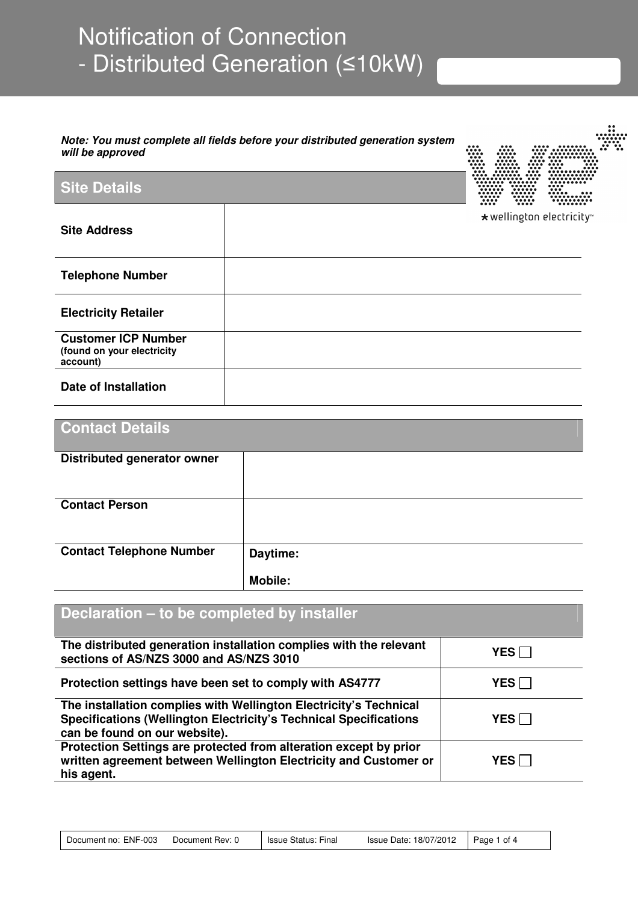# Notification of Connection - Distributed Generation (≤10kW)

***Note: You must complete all fields before your distributed generation system will be approved***

## Site Details

| | |
|---|---|
| **Site Address** | |
| **Telephone Number** | |
| **Electricity Retailer** | |
| **Customer ICP Number** (found on your electricity account) | |
| **Date of Installation** | |

## Contact Details

| | |
|---|---|
| **Distributed generator owner** | |
| **Contact Person** | |
| **Contact Telephone Number** | **Daytime:** <br> **Mobile:** |

## Declaration – to be completed by installer

| | |
|---|---|
| **The distributed generation installation complies with the relevant sections of AS/NZS 3000 and AS/NZS 3010** | **YES** ☐ |
| **Protection settings have been set to comply with AS4777** | **YES** ☐ |
| **The installation complies with Wellington Electricity's Technical Specifications (Wellington Electricity's Technical Specifications can be found on our website).** | **YES** ☐ |
| **Protection Settings are protected from alteration except by prior written agreement between Wellington Electricity and Customer or his agent.** | **YES** ☐ |

| Document no: ENF-003 Document Rev: 0 | Issue Status: Final Issue Date: 18/07/2012 |
|---|---|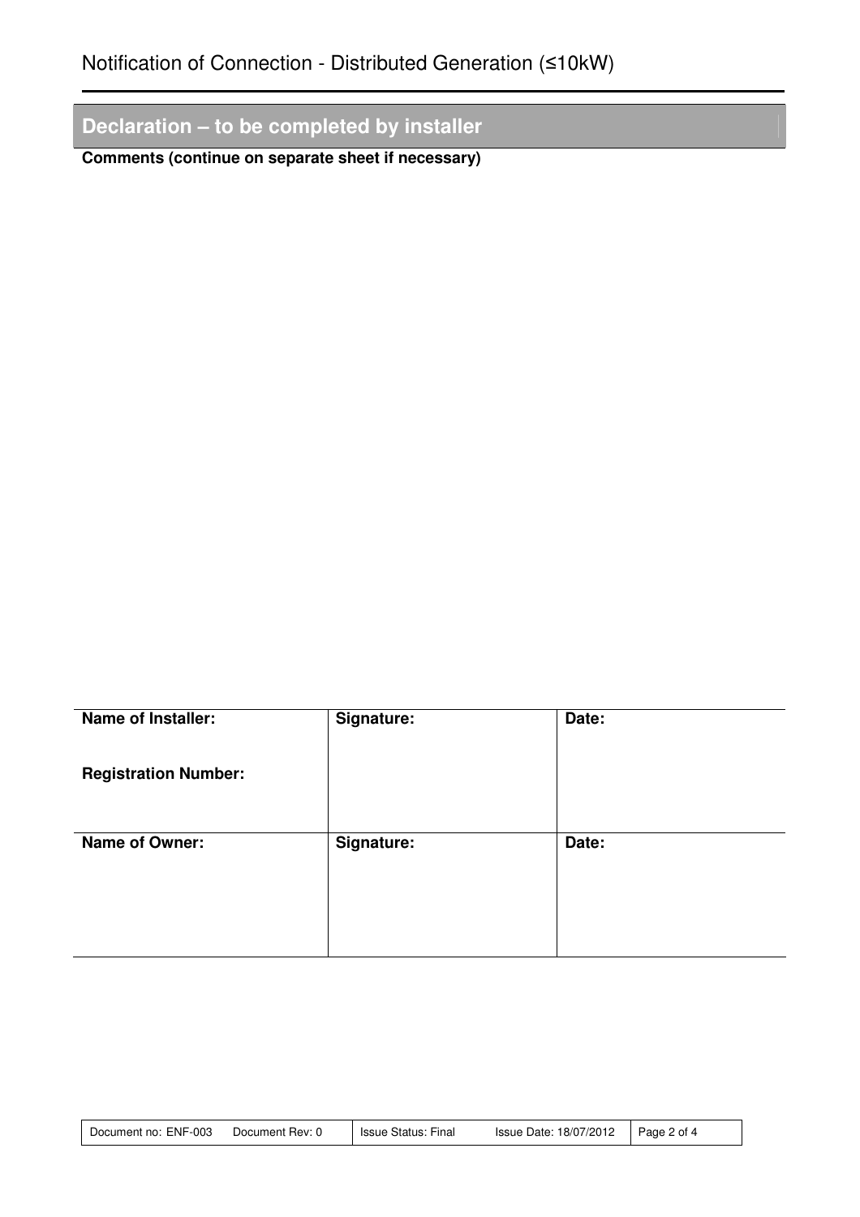## Declaration – to be completed by installer

**Comments (continue on separate sheet if necessary)**

| **Name of Installer:**<br><br>**Registration Number:** | **Signature:** | **Date:** |
| --- | --- | --- |
| **Name of Owner:** | **Signature:** | **Date:** |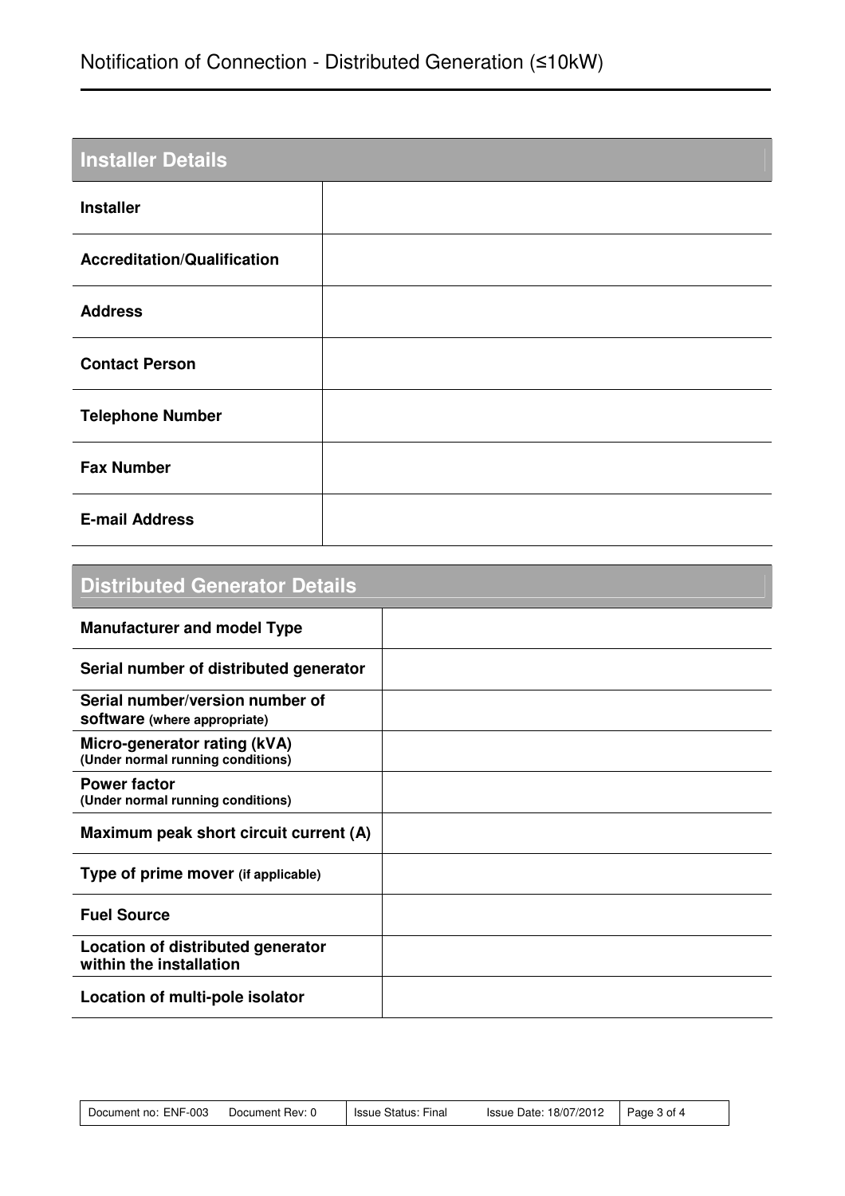# Notification of Connection - Distributed Generation (≤10kW)

## Installer Details

| | |
|---|---|
| **Installer** | |
| **Accreditation/Qualification** | |
| **Address** | |
| **Contact Person** | |
| **Telephone Number** | |
| **Fax Number** | |
| **E-mail Address** | |

## Distributed Generator Details

| | |
|---|---|
| **Manufacturer and model Type** | |
| **Serial number of distributed generator** | |
| **Serial number/version number of software (where appropriate)** | |
| **Micro-generator rating (kVA) (Under normal running conditions)** | |
| **Power factor (Under normal running conditions)** | |
| **Maximum peak short circuit current (A)** | |
| **Type of prime mover (if applicable)** | |
| **Fuel Source** | |
| **Location of distributed generator within the installation** | |
| **Location of multi-pole isolator** | |

| Document no: ENF-003 Document Rev: 0 | Issue Status: Final | Issue Date: 18/07/2012 |
|---|---|---|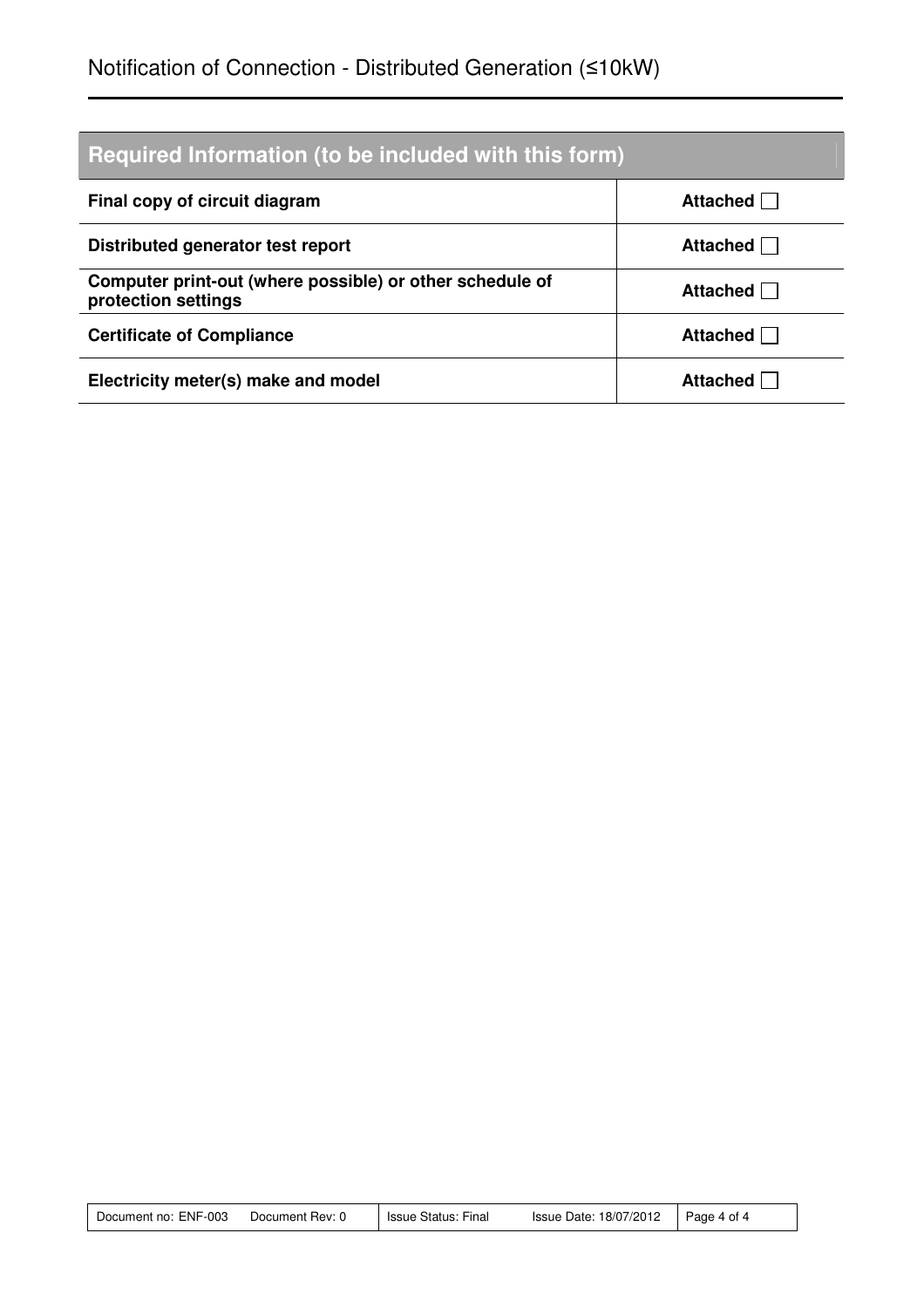| Required Information (to be included with this form) | |
|---|---|
| **Final copy of circuit diagram** | **Attached** ☐ |
| **Distributed generator test report** | **Attached** ☐ |
| **Computer print-out (where possible) or other schedule of protection settings** | **Attached** ☐ |
| **Certificate of Compliance** | **Attached** ☐ |
| **Electricity meter(s) make and model** | **Attached** ☐ |